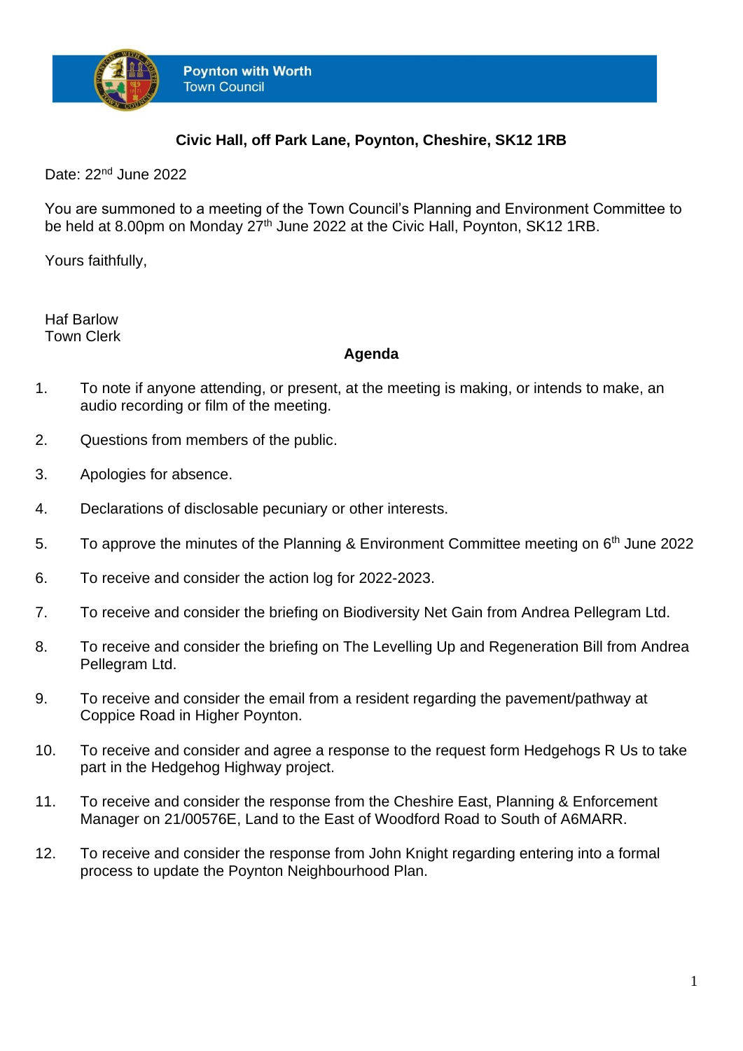Poynton with Worth
Town Council

**Civic Hall, off Park Lane, Poynton, Cheshire, SK12 1RB**

Date: 22nd June 2022

You are summoned to a meeting of the Town Council's Planning and Environment Committee to be held at 8.00pm on Monday 27th June 2022 at the Civic Hall, Poynton, SK12 1RB.

Yours faithfully,

Haf Barlow
Town Clerk

## Agenda

1. To note if anyone attending, or present, at the meeting is making, or intends to make, an audio recording or film of the meeting.

2. Questions from members of the public.

3. Apologies for absence.

4. Declarations of disclosable pecuniary or other interests.

5. To approve the minutes of the Planning & Environment Committee meeting on 6th June 2022

6. To receive and consider the action log for 2022-2023.

7. To receive and consider the briefing on Biodiversity Net Gain from Andrea Pellegram Ltd.

8. To receive and consider the briefing on The Levelling Up and Regeneration Bill from Andrea Pellegram Ltd.

9. To receive and consider the email from a resident regarding the pavement/pathway at Coppice Road in Higher Poynton.

10. To receive and consider and agree a response to the request form Hedgehogs R Us to take part in the Hedgehog Highway project.

11. To receive and consider the response from the Cheshire East, Planning & Enforcement Manager on 21/00576E, Land to the East of Woodford Road to South of A6MARR.

12. To receive and consider the response from John Knight regarding entering into a formal process to update the Poynton Neighbourhood Plan.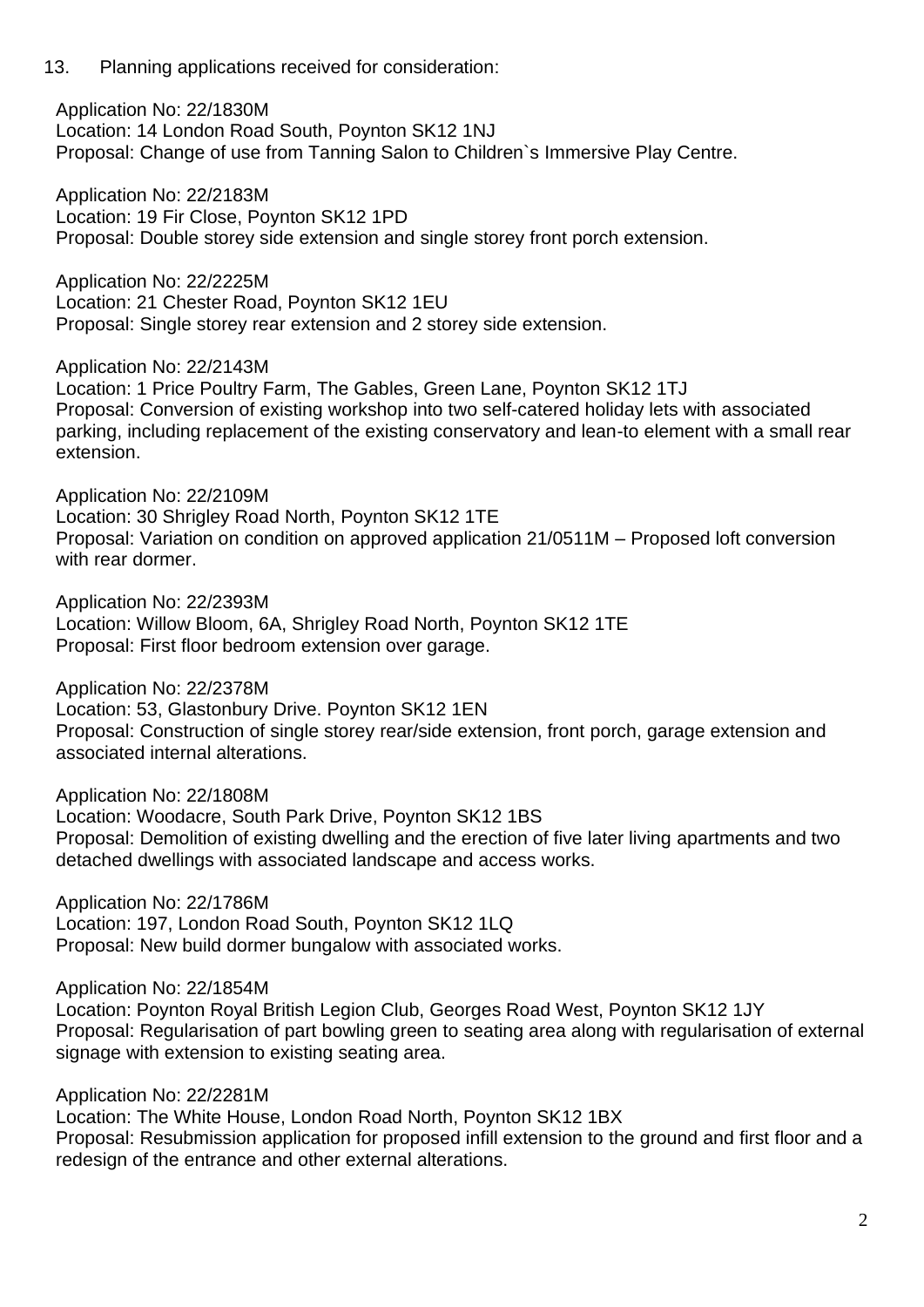13. Planning applications received for consideration:

Application No: 22/1830M
Location: 14 London Road South, Poynton SK12 1NJ
Proposal: Change of use from Tanning Salon to Children`s Immersive Play Centre.

Application No: 22/2183M
Location: 19 Fir Close, Poynton SK12 1PD
Proposal: Double storey side extension and single storey front porch extension.

Application No: 22/2225M
Location: 21 Chester Road, Poynton SK12 1EU
Proposal: Single storey rear extension and 2 storey side extension.

Application No: 22/2143M
Location: 1 Price Poultry Farm, The Gables, Green Lane, Poynton SK12 1TJ
Proposal: Conversion of existing workshop into two self-catered holiday lets with associated parking, including replacement of the existing conservatory and lean-to element with a small rear extension.

Application No: 22/2109M
Location: 30 Shrigley Road North, Poynton SK12 1TE
Proposal: Variation on condition on approved application 21/0511M – Proposed loft conversion with rear dormer.

Application No: 22/2393M
Location: Willow Bloom, 6A, Shrigley Road North, Poynton SK12 1TE
Proposal: First floor bedroom extension over garage.

Application No: 22/2378M
Location: 53, Glastonbury Drive. Poynton SK12 1EN
Proposal: Construction of single storey rear/side extension, front porch, garage extension and associated internal alterations.

Application No: 22/1808M
Location: Woodacre, South Park Drive, Poynton SK12 1BS
Proposal: Demolition of existing dwelling and the erection of five later living apartments and two detached dwellings with associated landscape and access works.

Application No: 22/1786M
Location: 197, London Road South, Poynton SK12 1LQ
Proposal: New build dormer bungalow with associated works.

Application No: 22/1854M
Location: Poynton Royal British Legion Club, Georges Road West, Poynton SK12 1JY
Proposal: Regularisation of part bowling green to seating area along with regularisation of external signage with extension to existing seating area.

Application No: 22/2281M
Location: The White House, London Road North, Poynton SK12 1BX
Proposal: Resubmission application for proposed infill extension to the ground and first floor and a redesign of the entrance and other external alterations.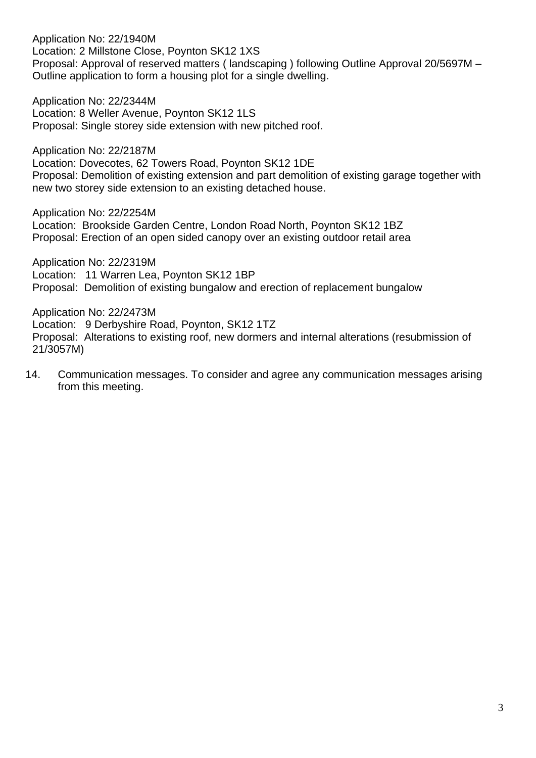Application No: 22/1940M
Location: 2 Millstone Close, Poynton SK12 1XS
Proposal: Approval of reserved matters ( landscaping ) following Outline Approval 20/5697M – Outline application to form a housing plot for a single dwelling.

Application No: 22/2344M
Location: 8 Weller Avenue, Poynton SK12 1LS
Proposal: Single storey side extension with new pitched roof.

Application No: 22/2187M
Location: Dovecotes, 62 Towers Road, Poynton SK12 1DE
Proposal: Demolition of existing extension and part demolition of existing garage together with new two storey side extension to an existing detached house.

Application No: 22/2254M
Location: Brookside Garden Centre, London Road North, Poynton SK12 1BZ
Proposal: Erection of an open sided canopy over an existing outdoor retail area

Application No: 22/2319M
Location: 11 Warren Lea, Poynton SK12 1BP
Proposal: Demolition of existing bungalow and erection of replacement bungalow

Application No: 22/2473M
Location: 9 Derbyshire Road, Poynton, SK12 1TZ
Proposal: Alterations to existing roof, new dormers and internal alterations (resubmission of 21/3057M)

14. Communication messages. To consider and agree any communication messages arising from this meeting.